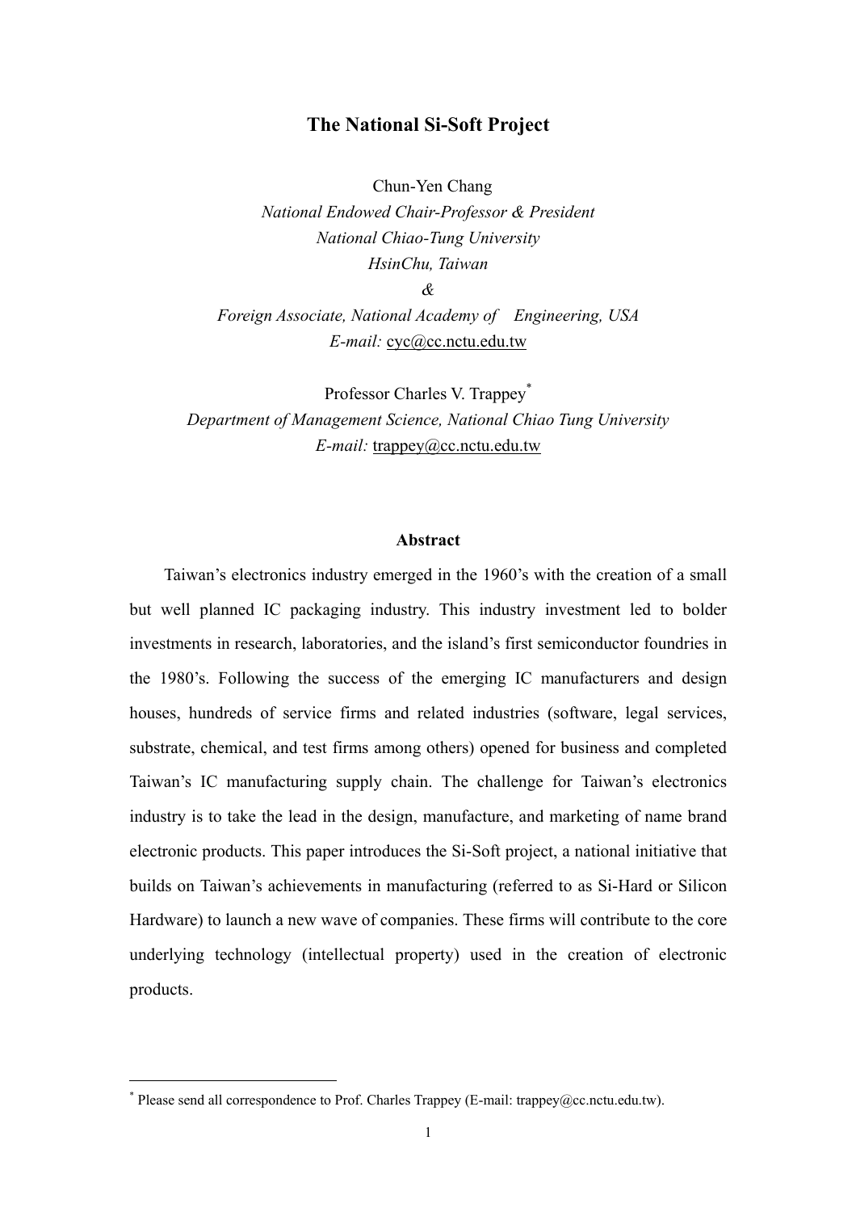# The National Si-Soft Project

Chun-Yen Chang

*National Endowed Chair-Professor & President*

*National Chiao-Tung University*

*HsinChu, Taiwan*

*&*

*Foreign Associate, National Academy of Engineering, USA*

*E-mail:* cyc@cc.nctu.edu.tw

Professor Charles V. Trappey*

*Department of Management Science, National Chiao Tung University*

*E-mail:* trappey@cc.nctu.edu.tw

## Abstract

Taiwan's electronics industry emerged in the 1960's with the creation of a small but well planned IC packaging industry. This industry investment led to bolder investments in research, laboratories, and the island's first semiconductor foundries in the 1980's. Following the success of the emerging IC manufacturers and design houses, hundreds of service firms and related industries (software, legal services, substrate, chemical, and test firms among others) opened for business and completed Taiwan's IC manufacturing supply chain. The challenge for Taiwan's electronics industry is to take the lead in the design, manufacture, and marketing of name brand electronic products. This paper introduces the Si-Soft project, a national initiative that builds on Taiwan's achievements in manufacturing (referred to as Si-Hard or Silicon Hardware) to launch a new wave of companies. These firms will contribute to the core underlying technology (intellectual property) used in the creation of electronic products.

---

* Please send all correspondence to Prof. Charles Trappey (E-mail: trappey@cc.nctu.edu.tw).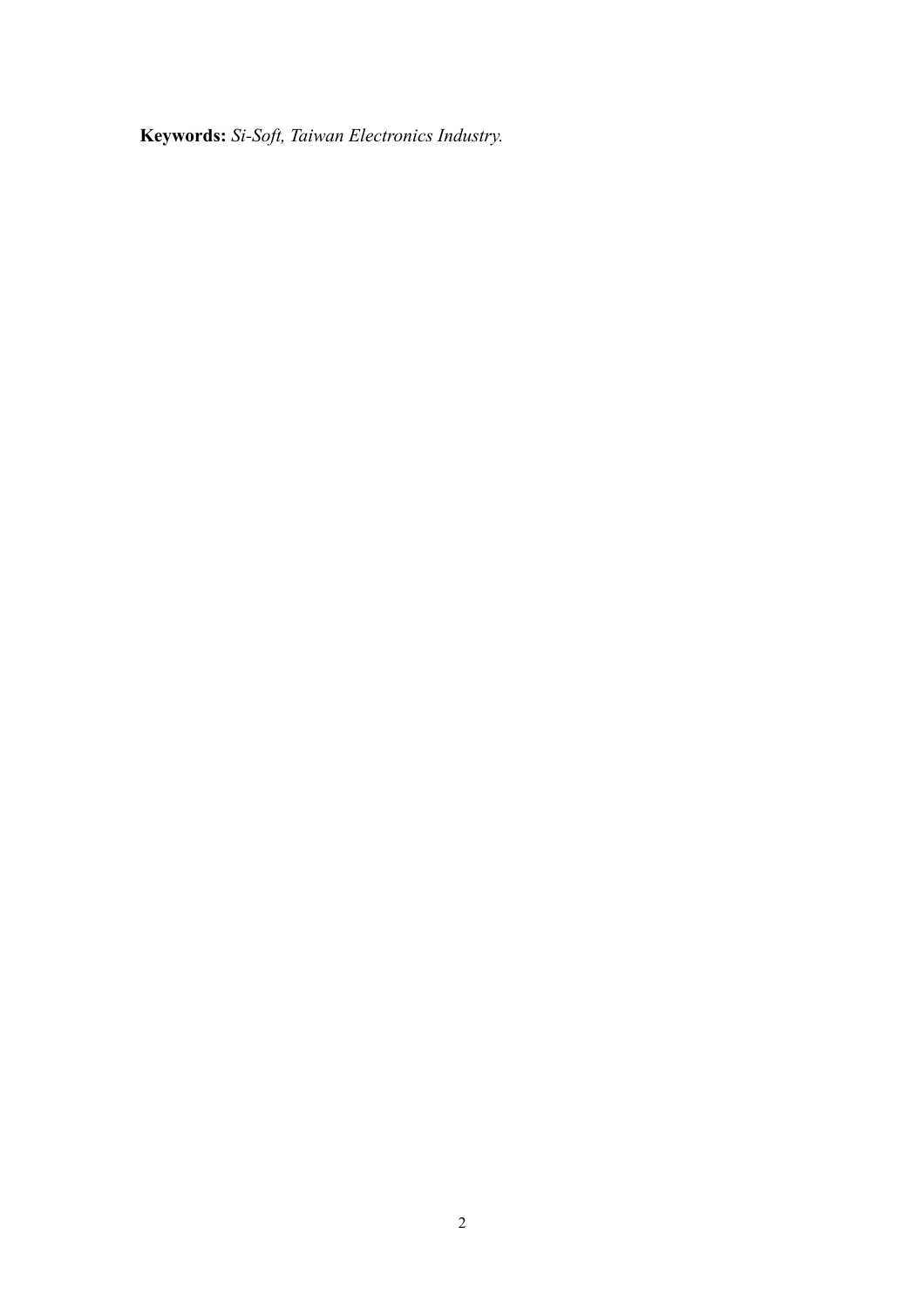**Keywords:** *Si-Soft, Taiwan Electronics Industry.*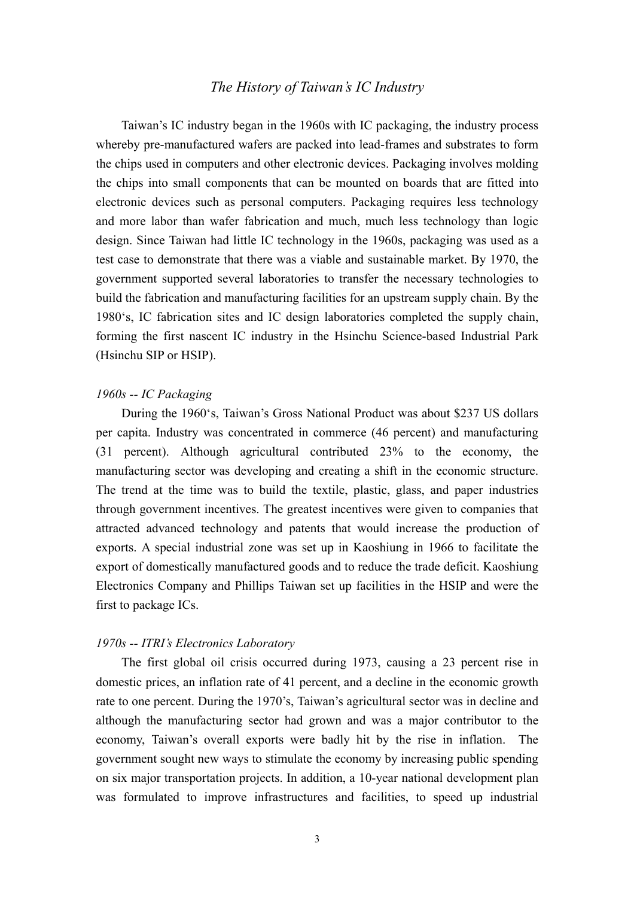## *The History of Taiwan's IC Industry*

Taiwan's IC industry began in the 1960s with IC packaging, the industry process whereby pre-manufactured wafers are packed into lead-frames and substrates to form the chips used in computers and other electronic devices. Packaging involves molding the chips into small components that can be mounted on boards that are fitted into electronic devices such as personal computers. Packaging requires less technology and more labor than wafer fabrication and much, much less technology than logic design. Since Taiwan had little IC technology in the 1960s, packaging was used as a test case to demonstrate that there was a viable and sustainable market. By 1970, the government supported several laboratories to transfer the necessary technologies to build the fabrication and manufacturing facilities for an upstream supply chain. By the 1980's, IC fabrication sites and IC design laboratories completed the supply chain, forming the first nascent IC industry in the Hsinchu Science-based Industrial Park (Hsinchu SIP or HSIP).

### *1960s -- IC Packaging*

During the 1960's, Taiwan's Gross National Product was about $237 US dollars per capita. Industry was concentrated in commerce (46 percent) and manufacturing (31 percent). Although agricultural contributed 23% to the economy, the manufacturing sector was developing and creating a shift in the economic structure. The trend at the time was to build the textile, plastic, glass, and paper industries through government incentives. The greatest incentives were given to companies that attracted advanced technology and patents that would increase the production of exports. A special industrial zone was set up in Kaoshiung in 1966 to facilitate the export of domestically manufactured goods and to reduce the trade deficit. Kaoshiung Electronics Company and Phillips Taiwan set up facilities in the HSIP and were the first to package ICs.

### *1970s -- ITRI's Electronics Laboratory*

The first global oil crisis occurred during 1973, causing a 23 percent rise in domestic prices, an inflation rate of 41 percent, and a decline in the economic growth rate to one percent. During the 1970's, Taiwan's agricultural sector was in decline and although the manufacturing sector had grown and was a major contributor to the economy, Taiwan's overall exports were badly hit by the rise in inflation. The government sought new ways to stimulate the economy by increasing public spending on six major transportation projects. In addition, a 10-year national development plan was formulated to improve infrastructures and facilities, to speed up industrial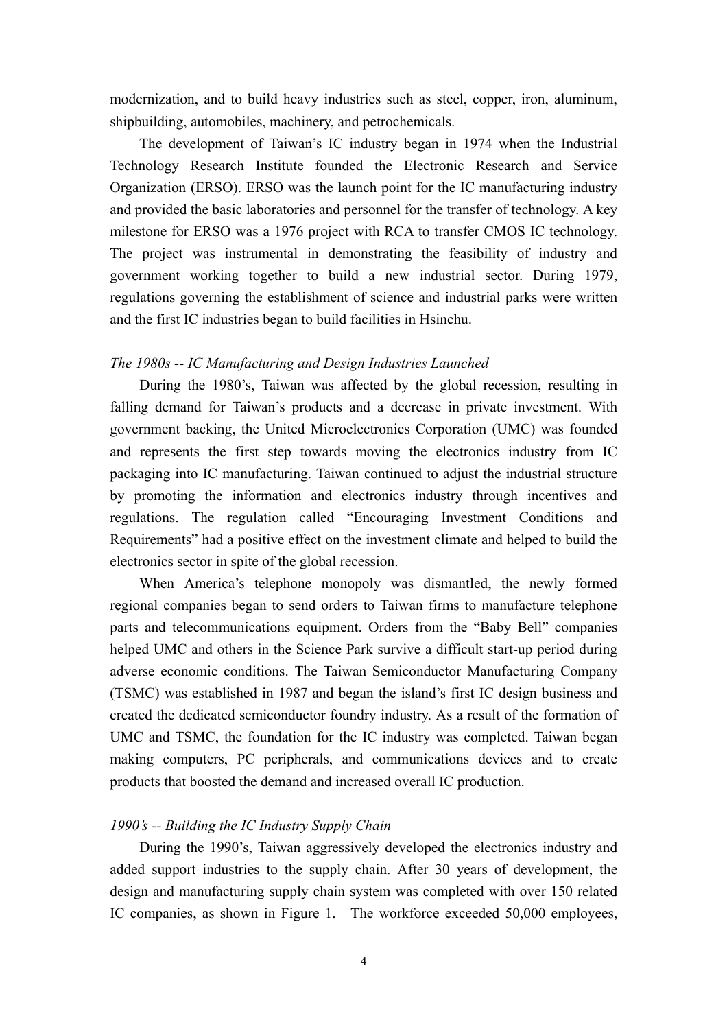modernization, and to build heavy industries such as steel, copper, iron, aluminum, shipbuilding, automobiles, machinery, and petrochemicals.

The development of Taiwan's IC industry began in 1974 when the Industrial Technology Research Institute founded the Electronic Research and Service Organization (ERSO). ERSO was the launch point for the IC manufacturing industry and provided the basic laboratories and personnel for the transfer of technology. A key milestone for ERSO was a 1976 project with RCA to transfer CMOS IC technology. The project was instrumental in demonstrating the feasibility of industry and government working together to build a new industrial sector. During 1979, regulations governing the establishment of science and industrial parks were written and the first IC industries began to build facilities in Hsinchu.

*The 1980s -- IC Manufacturing and Design Industries Launched*

During the 1980's, Taiwan was affected by the global recession, resulting in falling demand for Taiwan's products and a decrease in private investment. With government backing, the United Microelectronics Corporation (UMC) was founded and represents the first step towards moving the electronics industry from IC packaging into IC manufacturing. Taiwan continued to adjust the industrial structure by promoting the information and electronics industry through incentives and regulations. The regulation called "Encouraging Investment Conditions and Requirements" had a positive effect on the investment climate and helped to build the electronics sector in spite of the global recession.

When America's telephone monopoly was dismantled, the newly formed regional companies began to send orders to Taiwan firms to manufacture telephone parts and telecommunications equipment. Orders from the "Baby Bell" companies helped UMC and others in the Science Park survive a difficult start-up period during adverse economic conditions. The Taiwan Semiconductor Manufacturing Company (TSMC) was established in 1987 and began the island's first IC design business and created the dedicated semiconductor foundry industry. As a result of the formation of UMC and TSMC, the foundation for the IC industry was completed. Taiwan began making computers, PC peripherals, and communications devices and to create products that boosted the demand and increased overall IC production.

*1990's -- Building the IC Industry Supply Chain*

During the 1990's, Taiwan aggressively developed the electronics industry and added support industries to the supply chain. After 30 years of development, the design and manufacturing supply chain system was completed with over 150 related IC companies, as shown in Figure 1. The workforce exceeded 50,000 employees,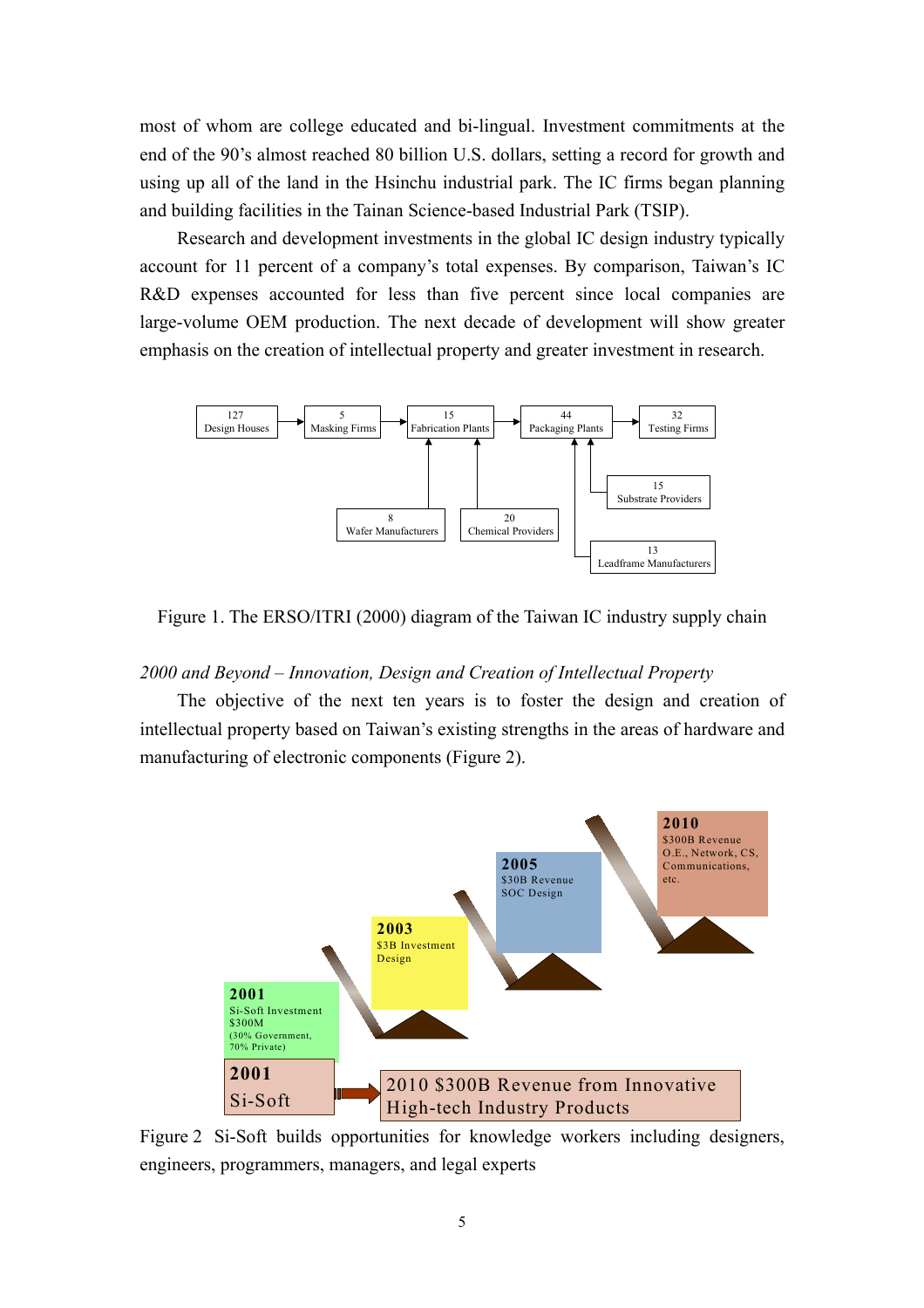most of whom are college educated and bi-lingual. Investment commitments at the end of the 90's almost reached 80 billion U.S. dollars, setting a record for growth and using up all of the land in the Hsinchu industrial park. The IC firms began planning and building facilities in the Tainan Science-based Industrial Park (TSIP).

Research and development investments in the global IC design industry typically account for 11 percent of a company's total expenses. By comparison, Taiwan's IC R&D expenses accounted for less than five percent since local companies are large-volume OEM production. The next decade of development will show greater emphasis on the creation of intellectual property and greater investment in research.

127 Design Houses → 5 Masking Firms → 15 Fabrication Plants → 44 Packaging Plants → 32 Testing Firms

8 Wafer Manufacturers → 15 Fabrication Plants
20 Chemical Providers → 15 Fabrication Plants
15 Substrate Providers → 44 Packaging Plants
13 Leadframe Manufacturers → 44 Packaging Plants

Figure 1. The ERSO/ITRI (2000) diagram of the Taiwan IC industry supply chain

*2000 and Beyond – Innovation, Design and Creation of Intellectual Property*

The objective of the next ten years is to foster the design and creation of intellectual property based on Taiwan's existing strengths in the areas of hardware and manufacturing of electronic components (Figure 2).

**2001** Si-Soft Investment $300M (30% Government, 70% Private)

**2003** $3B Investment Design

**2005** $30B Revenue SOC Design

**2010** $300B Revenue O.E., Network, CS, Communications, etc.

**2001** Si-Soft → 2010 $300B Revenue from Innovative High-tech Industry Products

Figure 2 Si-Soft builds opportunities for knowledge workers including designers, engineers, programmers, managers, and legal experts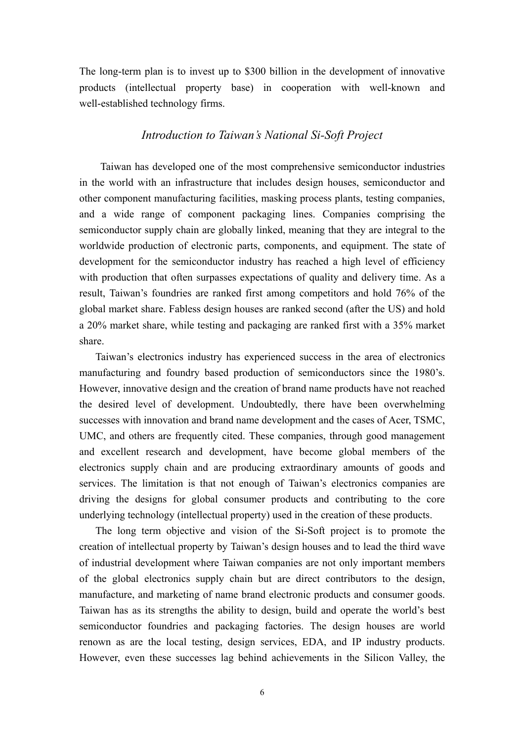The long-term plan is to invest up to $300 billion in the development of innovative products (intellectual property base) in cooperation with well-known and well-established technology firms.

## *Introduction to Taiwan's National Si-Soft Project*

Taiwan has developed one of the most comprehensive semiconductor industries in the world with an infrastructure that includes design houses, semiconductor and other component manufacturing facilities, masking process plants, testing companies, and a wide range of component packaging lines. Companies comprising the semiconductor supply chain are globally linked, meaning that they are integral to the worldwide production of electronic parts, components, and equipment. The state of development for the semiconductor industry has reached a high level of efficiency with production that often surpasses expectations of quality and delivery time. As a result, Taiwan's foundries are ranked first among competitors and hold 76% of the global market share. Fabless design houses are ranked second (after the US) and hold a 20% market share, while testing and packaging are ranked first with a 35% market share.

Taiwan's electronics industry has experienced success in the area of electronics manufacturing and foundry based production of semiconductors since the 1980's. However, innovative design and the creation of brand name products have not reached the desired level of development. Undoubtedly, there have been overwhelming successes with innovation and brand name development and the cases of Acer, TSMC, UMC, and others are frequently cited. These companies, through good management and excellent research and development, have become global members of the electronics supply chain and are producing extraordinary amounts of goods and services. The limitation is that not enough of Taiwan's electronics companies are driving the designs for global consumer products and contributing to the core underlying technology (intellectual property) used in the creation of these products.

The long term objective and vision of the Si-Soft project is to promote the creation of intellectual property by Taiwan's design houses and to lead the third wave of industrial development where Taiwan companies are not only important members of the global electronics supply chain but are direct contributors to the design, manufacture, and marketing of name brand electronic products and consumer goods. Taiwan has as its strengths the ability to design, build and operate the world's best semiconductor foundries and packaging factories. The design houses are world renown as are the local testing, design services, EDA, and IP industry products. However, even these successes lag behind achievements in the Silicon Valley, the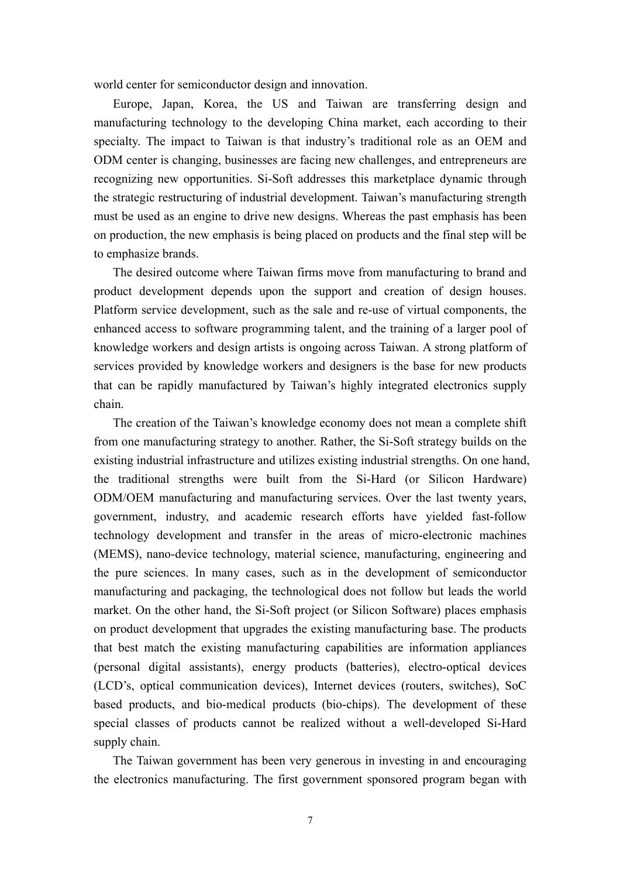world center for semiconductor design and innovation.

Europe, Japan, Korea, the US and Taiwan are transferring design and manufacturing technology to the developing China market, each according to their specialty. The impact to Taiwan is that industry's traditional role as an OEM and ODM center is changing, businesses are facing new challenges, and entrepreneurs are recognizing new opportunities. Si-Soft addresses this marketplace dynamic through the strategic restructuring of industrial development. Taiwan's manufacturing strength must be used as an engine to drive new designs. Whereas the past emphasis has been on production, the new emphasis is being placed on products and the final step will be to emphasize brands.

The desired outcome where Taiwan firms move from manufacturing to brand and product development depends upon the support and creation of design houses. Platform service development, such as the sale and re-use of virtual components, the enhanced access to software programming talent, and the training of a larger pool of knowledge workers and design artists is ongoing across Taiwan. A strong platform of services provided by knowledge workers and designers is the base for new products that can be rapidly manufactured by Taiwan's highly integrated electronics supply chain.

The creation of the Taiwan's knowledge economy does not mean a complete shift from one manufacturing strategy to another. Rather, the Si-Soft strategy builds on the existing industrial infrastructure and utilizes existing industrial strengths. On one hand, the traditional strengths were built from the Si-Hard (or Silicon Hardware) ODM/OEM manufacturing and manufacturing services. Over the last twenty years, government, industry, and academic research efforts have yielded fast-follow technology development and transfer in the areas of micro-electronic machines (MEMS), nano-device technology, material science, manufacturing, engineering and the pure sciences. In many cases, such as in the development of semiconductor manufacturing and packaging, the technological does not follow but leads the world market. On the other hand, the Si-Soft project (or Silicon Software) places emphasis on product development that upgrades the existing manufacturing base. The products that best match the existing manufacturing capabilities are information appliances (personal digital assistants), energy products (batteries), electro-optical devices (LCD's, optical communication devices), Internet devices (routers, switches), SoC based products, and bio-medical products (bio-chips). The development of these special classes of products cannot be realized without a well-developed Si-Hard supply chain.

The Taiwan government has been very generous in investing in and encouraging the electronics manufacturing. The first government sponsored program began with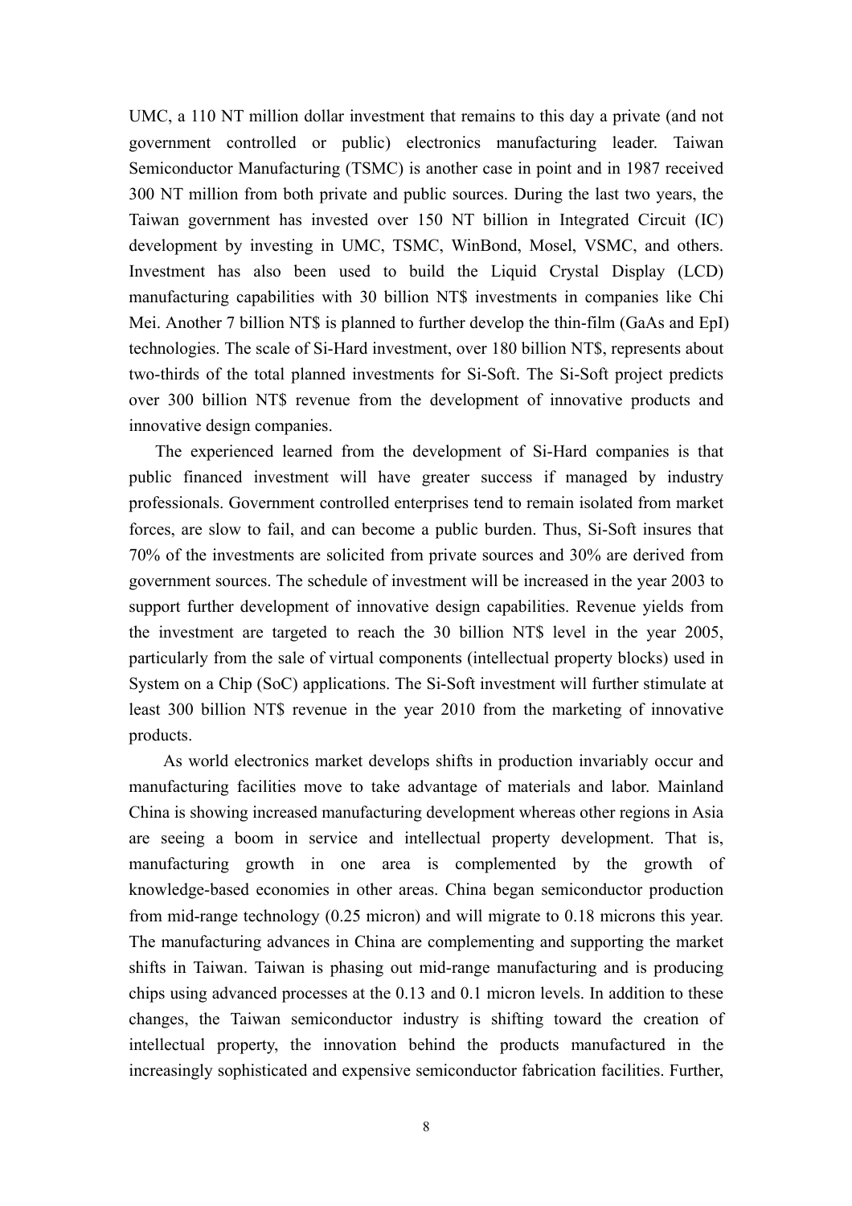UMC, a 110 NT million dollar investment that remains to this day a private (and not government controlled or public) electronics manufacturing leader. Taiwan Semiconductor Manufacturing (TSMC) is another case in point and in 1987 received 300 NT million from both private and public sources. During the last two years, the Taiwan government has invested over 150 NT billion in Integrated Circuit (IC) development by investing in UMC, TSMC, WinBond, Mosel, VSMC, and others. Investment has also been used to build the Liquid Crystal Display (LCD) manufacturing capabilities with 30 billion NT$ investments in companies like Chi Mei. Another 7 billion NT$ is planned to further develop the thin-film (GaAs and EpI) technologies. The scale of Si-Hard investment, over 180 billion NT$, represents about two-thirds of the total planned investments for Si-Soft. The Si-Soft project predicts over 300 billion NT$ revenue from the development of innovative products and innovative design companies.

The experienced learned from the development of Si-Hard companies is that public financed investment will have greater success if managed by industry professionals. Government controlled enterprises tend to remain isolated from market forces, are slow to fail, and can become a public burden. Thus, Si-Soft insures that 70% of the investments are solicited from private sources and 30% are derived from government sources. The schedule of investment will be increased in the year 2003 to support further development of innovative design capabilities. Revenue yields from the investment are targeted to reach the 30 billion NT$ level in the year 2005, particularly from the sale of virtual components (intellectual property blocks) used in System on a Chip (SoC) applications. The Si-Soft investment will further stimulate at least 300 billion NT$ revenue in the year 2010 from the marketing of innovative products.

As world electronics market develops shifts in production invariably occur and manufacturing facilities move to take advantage of materials and labor. Mainland China is showing increased manufacturing development whereas other regions in Asia are seeing a boom in service and intellectual property development. That is, manufacturing growth in one area is complemented by the growth of knowledge-based economies in other areas. China began semiconductor production from mid-range technology (0.25 micron) and will migrate to 0.18 microns this year. The manufacturing advances in China are complementing and supporting the market shifts in Taiwan. Taiwan is phasing out mid-range manufacturing and is producing chips using advanced processes at the 0.13 and 0.1 micron levels. In addition to these changes, the Taiwan semiconductor industry is shifting toward the creation of intellectual property, the innovation behind the products manufactured in the increasingly sophisticated and expensive semiconductor fabrication facilities. Further,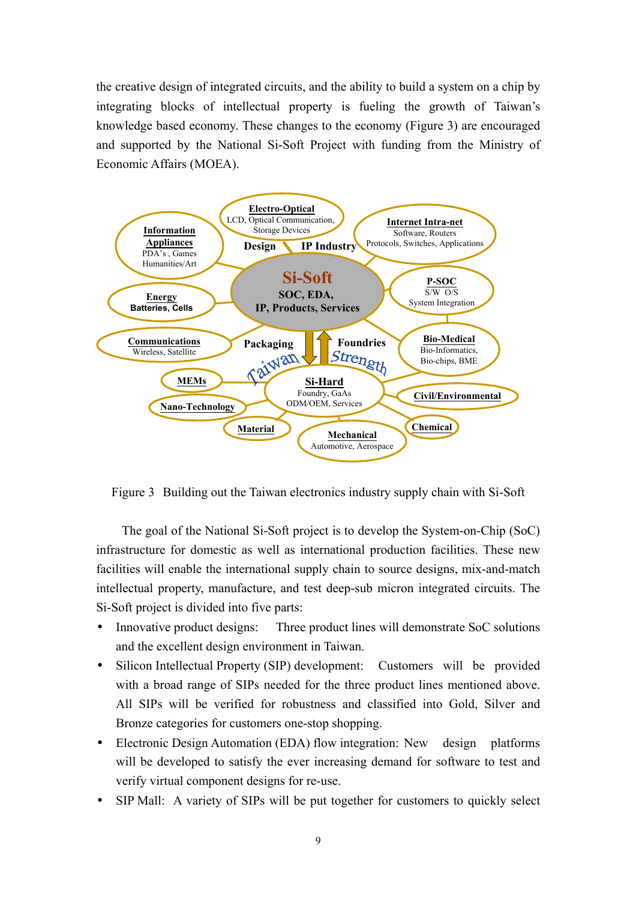the creative design of integrated circuits, and the ability to build a system on a chip by integrating blocks of intellectual property is fueling the growth of Taiwan's knowledge based economy. These changes to the economy (Figure 3) are encouraged and supported by the National Si-Soft Project with funding from the Ministry of Economic Affairs (MOEA).

Figure 3 Building out the Taiwan electronics industry supply chain with Si-Soft

The goal of the National Si-Soft project is to develop the System-on-Chip (SoC) infrastructure for domestic as well as international production facilities. These new facilities will enable the international supply chain to source designs, mix-and-match intellectual property, manufacture, and test deep-sub micron integrated circuits. The Si-Soft project is divided into five parts:

- Innovative product designs: Three product lines will demonstrate SoC solutions and the excellent design environment in Taiwan.
- Silicon Intellectual Property (SIP) development: Customers will be provided with a broad range of SIPs needed for the three product lines mentioned above. All SIPs will be verified for robustness and classified into Gold, Silver and Bronze categories for customers one-stop shopping.
- Electronic Design Automation (EDA) flow integration: New design platforms will be developed to satisfy the ever increasing demand for software to test and verify virtual component designs for re-use.
- SIP Mall: A variety of SIPs will be put together for customers to quickly select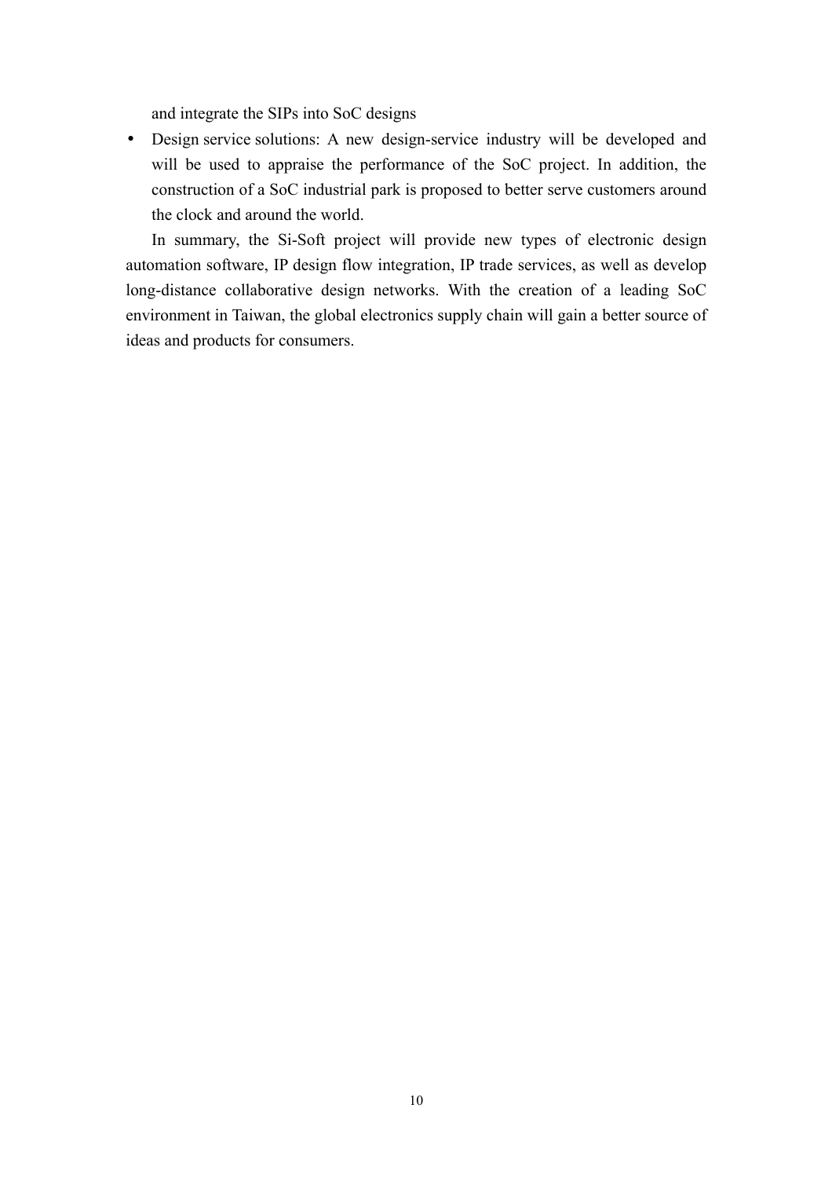and integrate the SIPs into SoC designs

- Design service solutions: A new design-service industry will be developed and will be used to appraise the performance of the SoC project. In addition, the construction of a SoC industrial park is proposed to better serve customers around the clock and around the world.

In summary, the Si-Soft project will provide new types of electronic design automation software, IP design flow integration, IP trade services, as well as develop long-distance collaborative design networks. With the creation of a leading SoC environment in Taiwan, the global electronics supply chain will gain a better source of ideas and products for consumers.